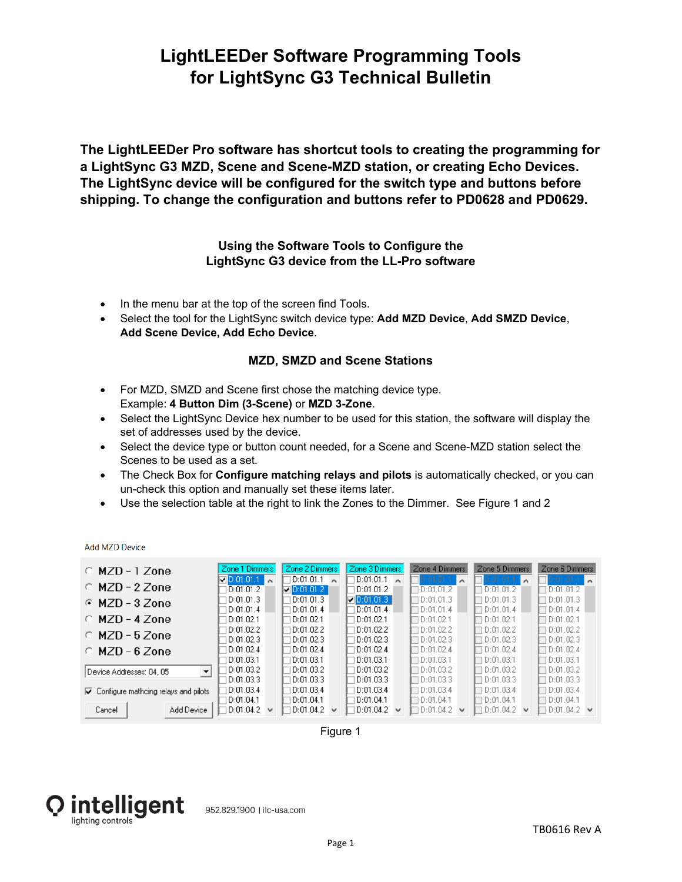# LightLEEDer Software Programming Tools for LightSync G3 Technical Bulletin

**The LightLEEDer Pro software has shortcut tools to creating the programming for a LightSync G3 MZD, Scene and Scene-MZD station, or creating Echo Devices. The LightSync device will be configured for the switch type and buttons before shipping. To change the configuration and buttons refer to PD0628 and PD0629.**

### Using the Software Tools to Configure the LightSync G3 device from the LL-Pro software

- In the menu bar at the top of the screen find Tools.
- Select the tool for the LightSync switch device type: **Add MZD Device**, **Add SMZD Device**, **Add Scene Device, Add Echo Device**.

### MZD, SMZD and Scene Stations

- For MZD, SMZD and Scene first chose the matching device type.
  Example: **4 Button Dim (3-Scene)** or **MZD 3-Zone**.
- Select the LightSync Device hex number to be used for this station, the software will display the set of addresses used by the device.
- Select the device type or button count needed, for a Scene and Scene-MZD station select the Scenes to be used as a set.
- The Check Box for **Configure matching relays and pilots** is automatically checked, or you can un-check this option and manually set these items later.
- Use the selection table at the right to link the Zones to the Dimmer. See Figure 1 and 2

Add MZD Device

- MZD - 1 Zone
- MZD - 2 Zone
- MZD - 3 Zone (selected)
- MZD - 4 Zone
- MZD - 5 Zone
- MZD - 6 Zone

Device Addresses: 04, 05

☑ Configure mathcing relays and pilots

Cancel | Add Device

| Zone 1 Dimmers | Zone 2 Dimmers | Zone 3 Dimmers | Zone 4 Dimmers | Zone 5 Dimmers | Zone 6 Dimmers |
|---|---|---|---|---|---|
| ☑ D:01.01.1 | D:01.01.1 | D:01.01.1 | D:01.01.1 | D:01.01.1 | D:01.01.1 |
| D:01.01.2 | ☑ D:01.01.2 | D:01.01.2 | D:01.01.2 | D:01.01.2 | D:01.01.2 |
| D:01.01.3 | D:01.01.3 | ☑ D:01.01.3 | D:01.01.3 | D:01.01.3 | D:01.01.3 |
| D:01.01.4 | D:01.01.4 | D:01.01.4 | D:01.01.4 | D:01.01.4 | D:01.01.4 |
| D:01.02.1 | D:01.02.1 | D:01.02.1 | D:01.02.1 | D:01.02.1 | D:01.02.1 |
| D:01.02.2 | D:01.02.2 | D:01.02.2 | D:01.02.2 | D:01.02.2 | D:01.02.2 |
| D:01.02.3 | D:01.02.3 | D:01.02.3 | D:01.02.3 | D:01.02.3 | D:01.02.3 |
| D:01.02.4 | D:01.02.4 | D:01.02.4 | D:01.02.4 | D:01.02.4 | D:01.02.4 |
| D:01.03.1 | D:01.03.1 | D:01.03.1 | D:01.03.1 | D:01.03.1 | D:01.03.1 |
| D:01.03.2 | D:01.03.2 | D:01.03.2 | D:01.03.2 | D:01.03.2 | D:01.03.2 |
| D:01.03.3 | D:01.03.3 | D:01.03.3 | D:01.03.3 | D:01.03.3 | D:01.03.3 |
| D:01.03.4 | D:01.03.4 | D:01.03.4 | D:01.03.4 | D:01.03.4 | D:01.03.4 |
| D:01.04.1 | D:01.04.1 | D:01.04.1 | D:01.04.1 | D:01.04.1 | D:01.04.1 |
| D:01.04.2 | D:01.04.2 | D:01.04.2 | D:01.04.2 | D:01.04.2 | D:01.04.2 |

Figure 1

intelligent lighting controls

952.829.1900 | ilc-usa.com

TB0616 Rev A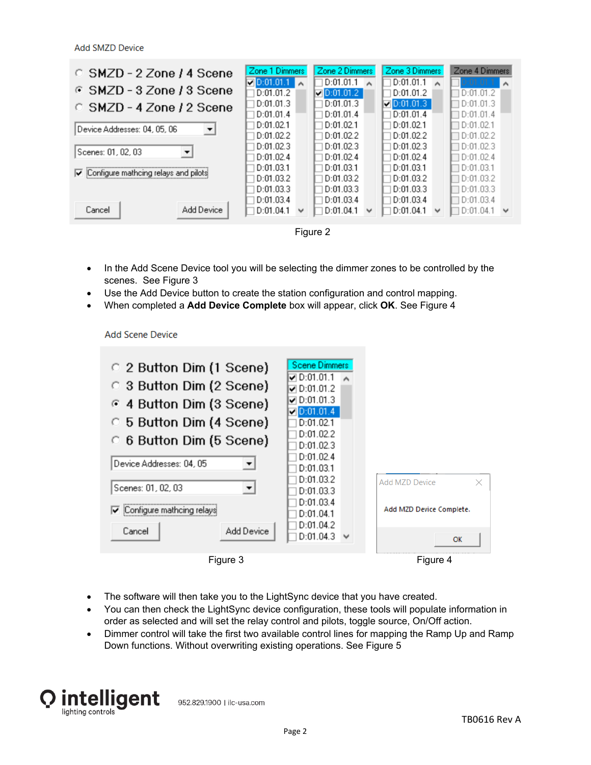Add SMZD Device

Figure 2

- In the Add Scene Device tool you will be selecting the dimmer zones to be controlled by the scenes. See Figure 3
- Use the Add Device button to create the station configuration and control mapping.
- When completed a **Add Device Complete** box will appear, click **OK**. See Figure 4

Add Scene Device

Figure 3

Figure 4

- The software will then take you to the LightSync device that you have created.
- You can then check the LightSync device configuration, these tools will populate information in order as selected and will set the relay control and pilots, toggle source, On/Off action.
- Dimmer control will take the first two available control lines for mapping the Ramp Up and Ramp Down functions. Without overwriting existing operations. See Figure 5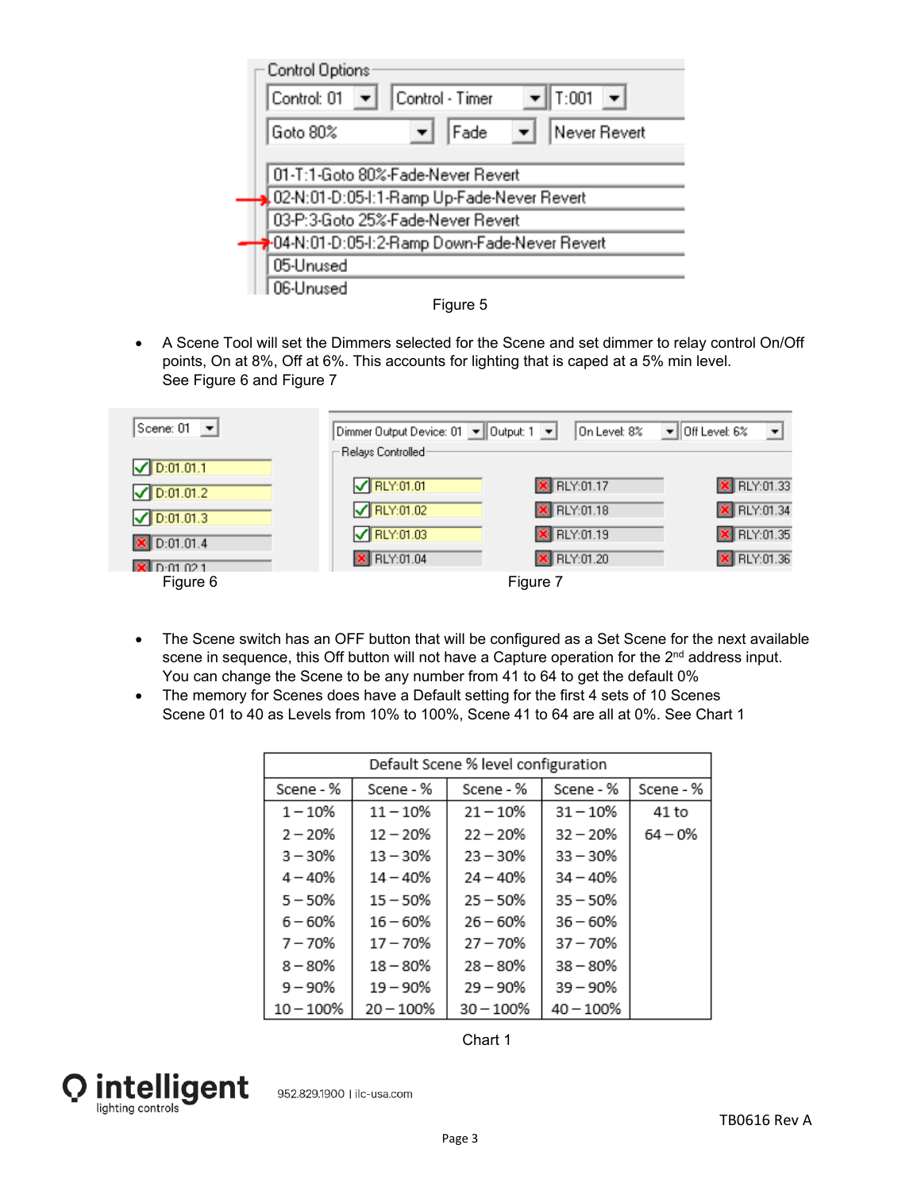Figure 5

- A Scene Tool will set the Dimmers selected for the Scene and set dimmer to relay control On/Off points, On at 8%, Off at 6%. This accounts for lighting that is caped at a 5% min level. See Figure 6 and Figure 7

Figure 6 Figure 7

- The Scene switch has an OFF button that will be configured as a Set Scene for the next available scene in sequence, this Off button will not have a Capture operation for the 2nd address input. You can change the Scene to be any number from 41 to 64 to get the default 0%
- The memory for Scenes does have a Default setting for the first 4 sets of 10 Scenes Scene 01 to 40 as Levels from 10% to 100%, Scene 41 to 64 are all at 0%. See Chart 1

| Default Scene % level configuration | | | | |
|---|---|---|---|---|
| Scene - % | Scene - % | Scene - % | Scene - % | Scene - % |
| 1 – 10% | 11 – 10% | 21 – 10% | 31 – 10% | 41 to |
| 2 – 20% | 12 – 20% | 22 – 20% | 32 – 20% | 64 – 0% |
| 3 – 30% | 13 – 30% | 23 – 30% | 33 – 30% | |
| 4 – 40% | 14 – 40% | 24 – 40% | 34 – 40% | |
| 5 – 50% | 15 – 50% | 25 – 50% | 35 – 50% | |
| 6 – 60% | 16 – 60% | 26 – 60% | 36 – 60% | |
| 7 – 70% | 17 – 70% | 27 – 70% | 37 – 70% | |
| 8 – 80% | 18 – 80% | 28 – 80% | 38 – 80% | |
| 9 – 90% | 19 – 90% | 29 – 90% | 39 – 90% | |
| 10 – 100% | 20 – 100% | 30 – 100% | 40 – 100% | |

Chart 1

intelligent lighting controls 952.829.1900 | ilc-usa.com

TB0616 Rev A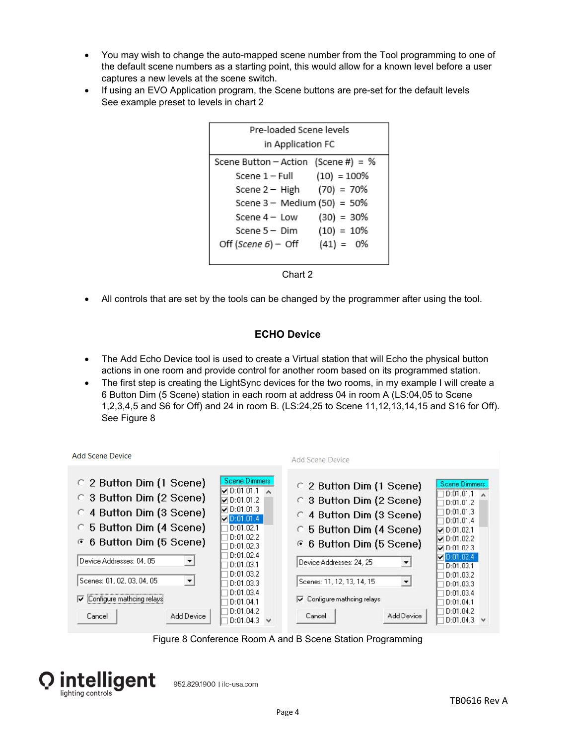- You may wish to change the auto-mapped scene number from the Tool programming to one of the default scene numbers as a starting point, this would allow for a known level before a user captures a new levels at the scene switch.
- If using an EVO Application program, the Scene buttons are pre-set for the default levels See example preset to levels in chart 2

| Pre-loaded Scene levels in Application FC | | |
|---|---|---|
| Scene Button – Action | (Scene #) | = % |
| Scene 1 – Full | (10) | = 100% |
| Scene 2 – High | (70) | = 70% |
| Scene 3 – Medium | (50) | = 50% |
| Scene 4 – Low | (30) | = 30% |
| Scene 5 – Dim | (10) | = 10% |
| Off (*Scene 6*) – Off | (41) | = 0% |

Chart 2

- All controls that are set by the tools can be changed by the programmer after using the tool.

## ECHO Device

- The Add Echo Device tool is used to create a Virtual station that will Echo the physical button actions in one room and provide control for another room based on its programmed station.
- The first step is creating the LightSync devices for the two rooms, in my example I will create a 6 Button Dim (5 Scene) station in each room at address 04 in room A (LS:04,05 to Scene 1,2,3,4,5 and S6 for Off) and 24 in room B. (LS:24,25 to Scene 11,12,13,14,15 and S16 for Off). See Figure 8

Figure 8 Conference Room A and B Scene Station Programming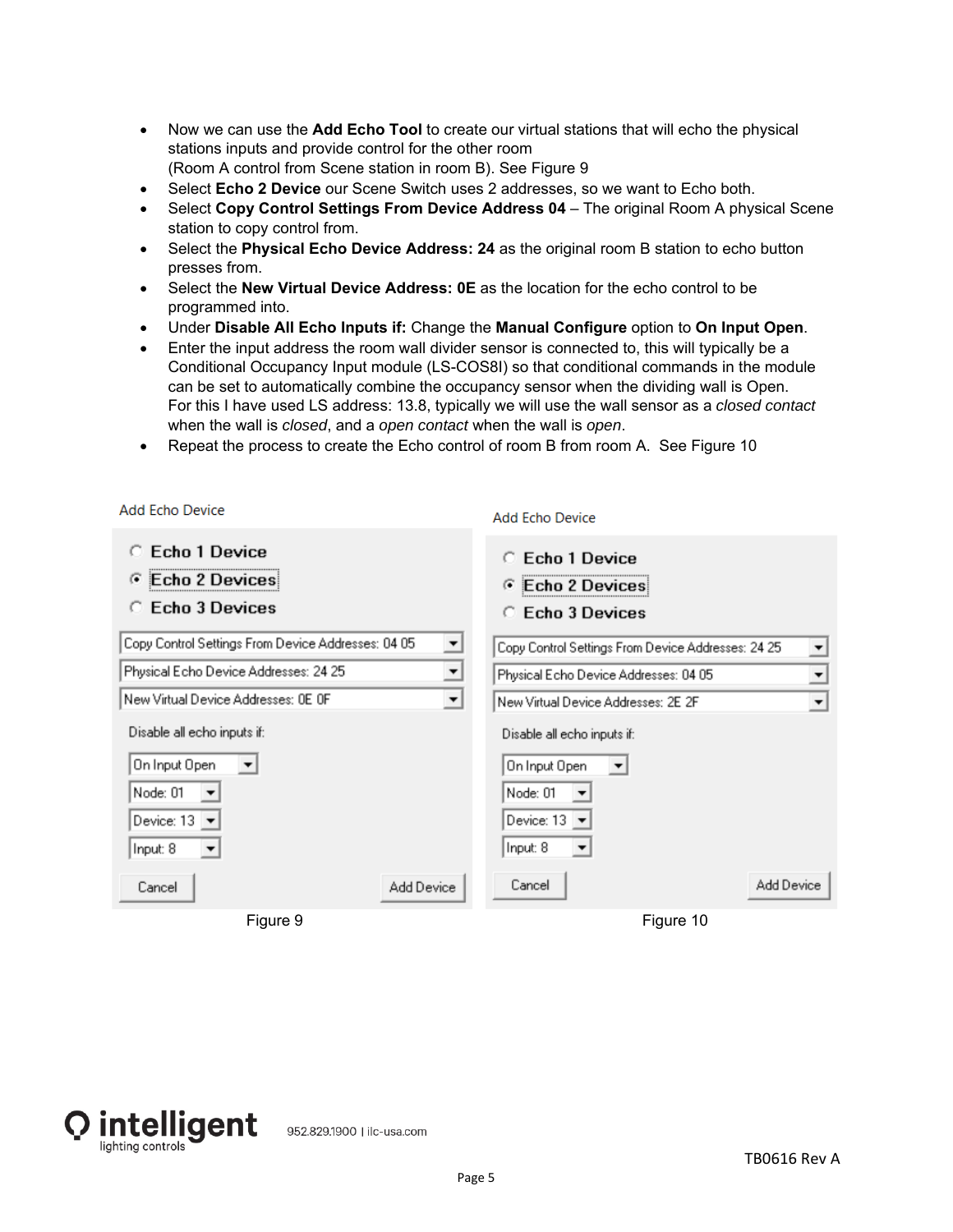- Now we can use the **Add Echo Tool** to create our virtual stations that will echo the physical stations inputs and provide control for the other room (Room A control from Scene station in room B). See Figure 9
- Select **Echo 2 Device** our Scene Switch uses 2 addresses, so we want to Echo both.
- Select **Copy Control Settings From Device Address 04** – The original Room A physical Scene station to copy control from.
- Select the **Physical Echo Device Address: 24** as the original room B station to echo button presses from.
- Select the **New Virtual Device Address: 0E** as the location for the echo control to be programmed into.
- Under **Disable All Echo Inputs if:** Change the **Manual Configure** option to **On Input Open**.
- Enter the input address the room wall divider sensor is connected to, this will typically be a Conditional Occupancy Input module (LS-COS8I) so that conditional commands in the module can be set to automatically combine the occupancy sensor when the dividing wall is Open. For this I have used LS address: 13.8, typically we will use the wall sensor as a *closed contact* when the wall is *closed*, and a *open contact* when the wall is *open*.
- Repeat the process to create the Echo control of room B from room A. See Figure 10

Add Echo Device

- ○ Echo 1 Device
- ◉ Echo 2 Devices
- ○ Echo 3 Devices

Copy Control Settings From Device Addresses: 04 05
Physical Echo Device Addresses: 24 25
New Virtual Device Addresses: 0E 0F

Disable all echo inputs if:
On Input Open
Node: 01
Device: 13
Input: 8

Cancel | Add Device

Figure 9

Add Echo Device

- ○ Echo 1 Device
- ◉ Echo 2 Devices
- ○ Echo 3 Devices

Copy Control Settings From Device Addresses: 24 25
Physical Echo Device Addresses: 04 05
New Virtual Device Addresses: 2E 2F

Disable all echo inputs if:
On Input Open
Node: 01
Device: 13
Input: 8

Cancel | Add Device

Figure 10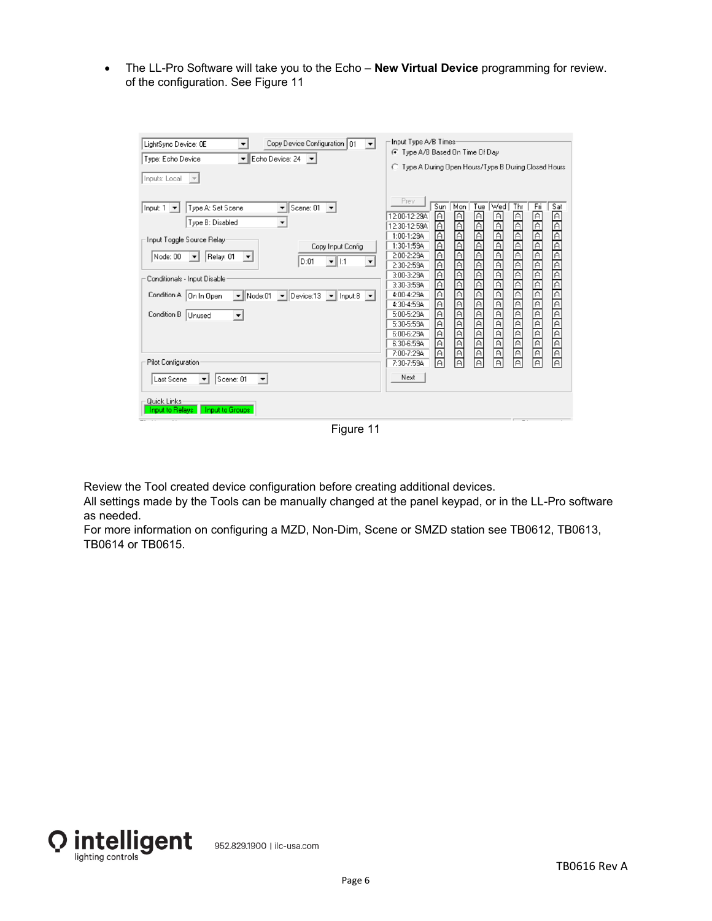- The LL-Pro Software will take you to the Echo – **New Virtual Device** programming for review. of the configuration. See Figure 11

Figure 11

Review the Tool created device configuration before creating additional devices.
All settings made by the Tools can be manually changed at the panel keypad, or in the LL-Pro software as needed.
For more information on configuring a MZD, Non-Dim, Scene or SMZD station see TB0612, TB0613, TB0614 or TB0615.